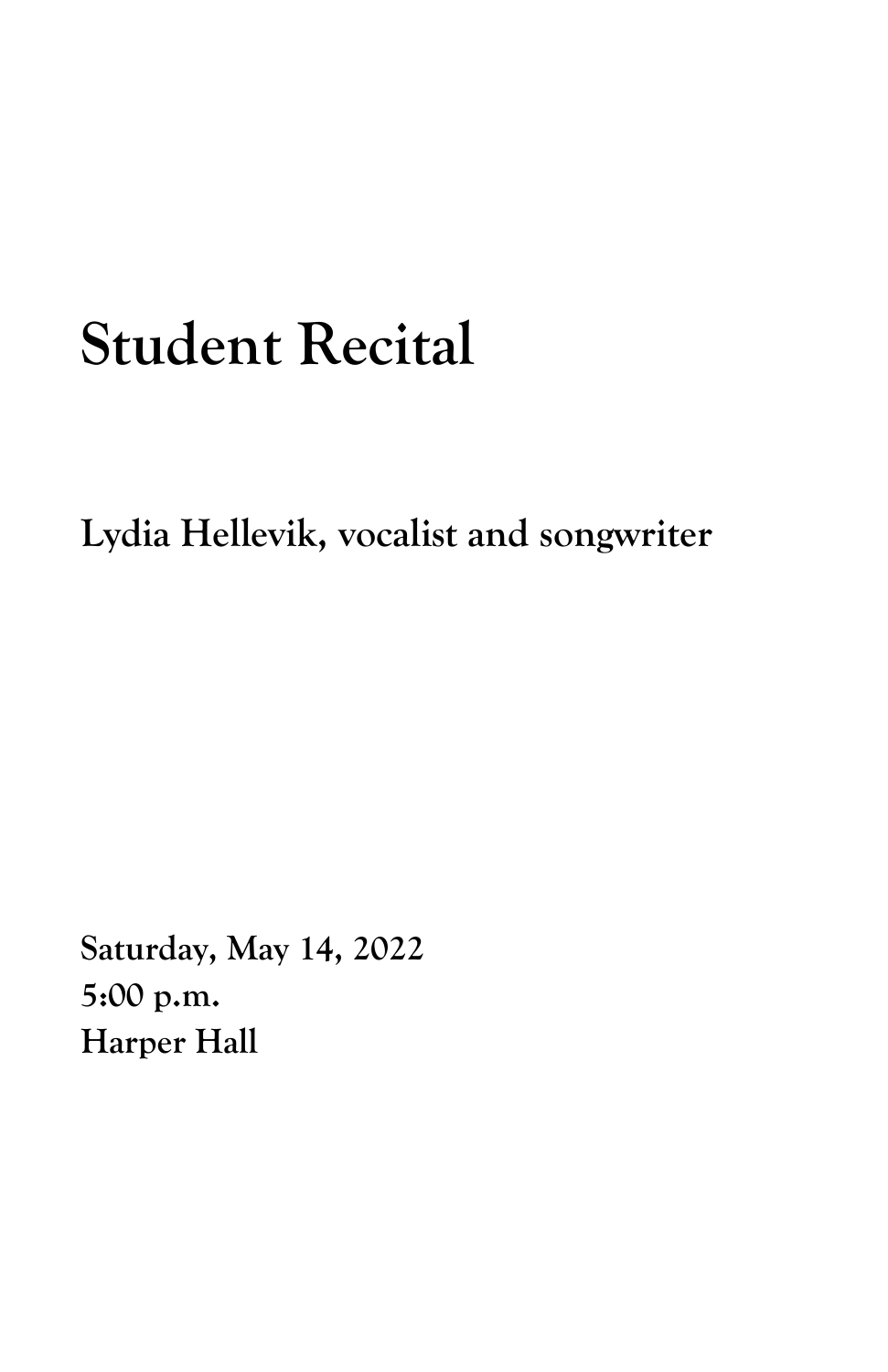# Student Recital

**Lydia Hellevik, vocalist and songwriter**

**Saturday, May 14, 2022**
**5:00 p.m.**
**Harper Hall**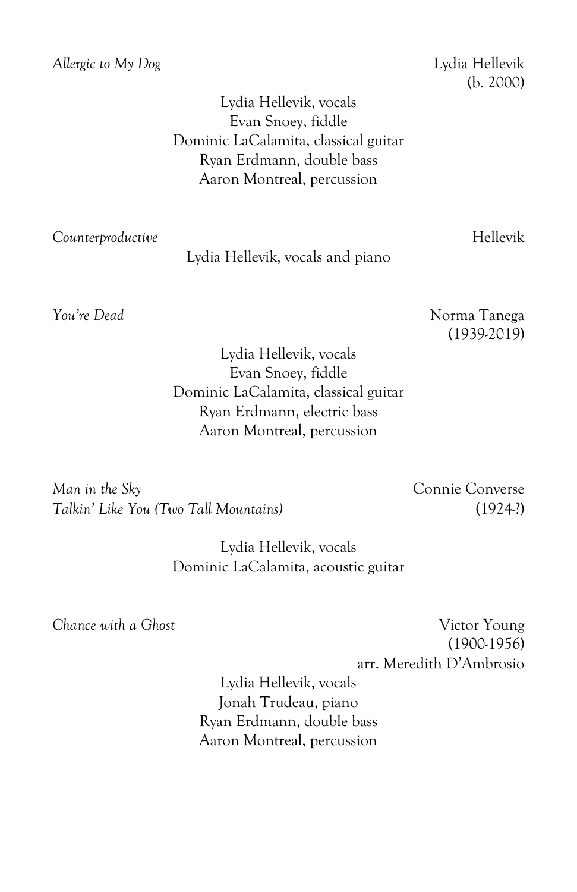*Allergic to My Dog* — Lydia Hellevik (b. 2000)

Lydia Hellevik, vocals
Evan Snoey, fiddle
Dominic LaCalamita, classical guitar
Ryan Erdmann, double bass
Aaron Montreal, percussion

*Counterproductive* — Hellevik

Lydia Hellevik, vocals and piano

*You're Dead* — Norma Tanega (1939-2019)

Lydia Hellevik, vocals
Evan Snoey, fiddle
Dominic LaCalamita, classical guitar
Ryan Erdmann, electric bass
Aaron Montreal, percussion

*Man in the Sky*
*Talkin' Like You (Two Tall Mountains)* — Connie Converse (1924-?)

Lydia Hellevik, vocals
Dominic LaCalamita, acoustic guitar

*Chance with a Ghost* — Victor Young (1900-1956)
arr. Meredith D'Ambrosio

Lydia Hellevik, vocals
Jonah Trudeau, piano
Ryan Erdmann, double bass
Aaron Montreal, percussion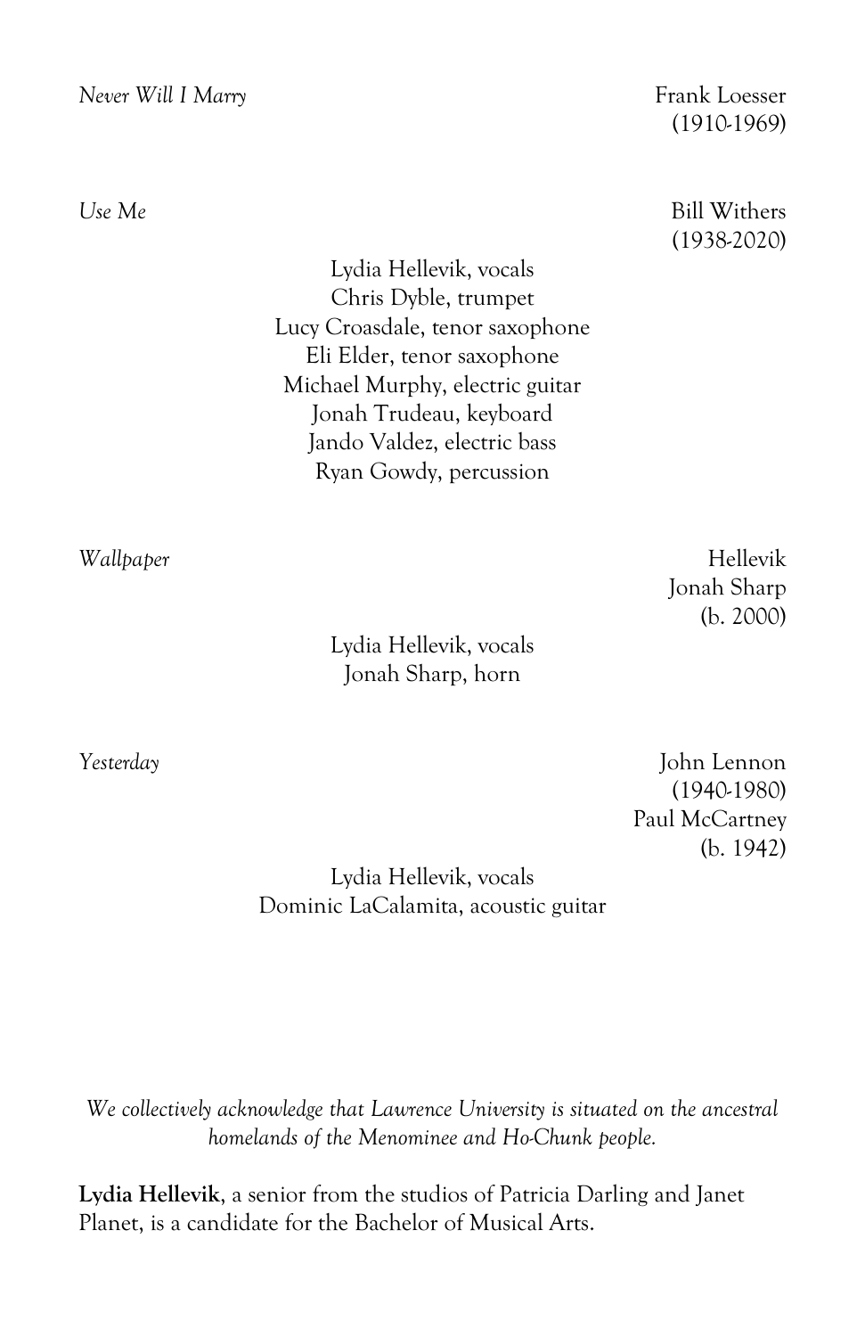*Never Will I Marry* Frank Loesser
(1910-1969)

*Use Me* Bill Withers
(1938-2020)

Lydia Hellevik, vocals
Chris Dyble, trumpet
Lucy Croasdale, tenor saxophone
Eli Elder, tenor saxophone
Michael Murphy, electric guitar
Jonah Trudeau, keyboard
Jando Valdez, electric bass
Ryan Gowdy, percussion

*Wallpaper* Hellevik
Jonah Sharp
(b. 2000)

Lydia Hellevik, vocals
Jonah Sharp, horn

*Yesterday* John Lennon
(1940-1980)
Paul McCartney
(b. 1942)

Lydia Hellevik, vocals
Dominic LaCalamita, acoustic guitar

*We collectively acknowledge that Lawrence University is situated on the ancestral homelands of the Menominee and Ho-Chunk people.*

**Lydia Hellevik**, a senior from the studios of Patricia Darling and Janet Planet, is a candidate for the Bachelor of Musical Arts.